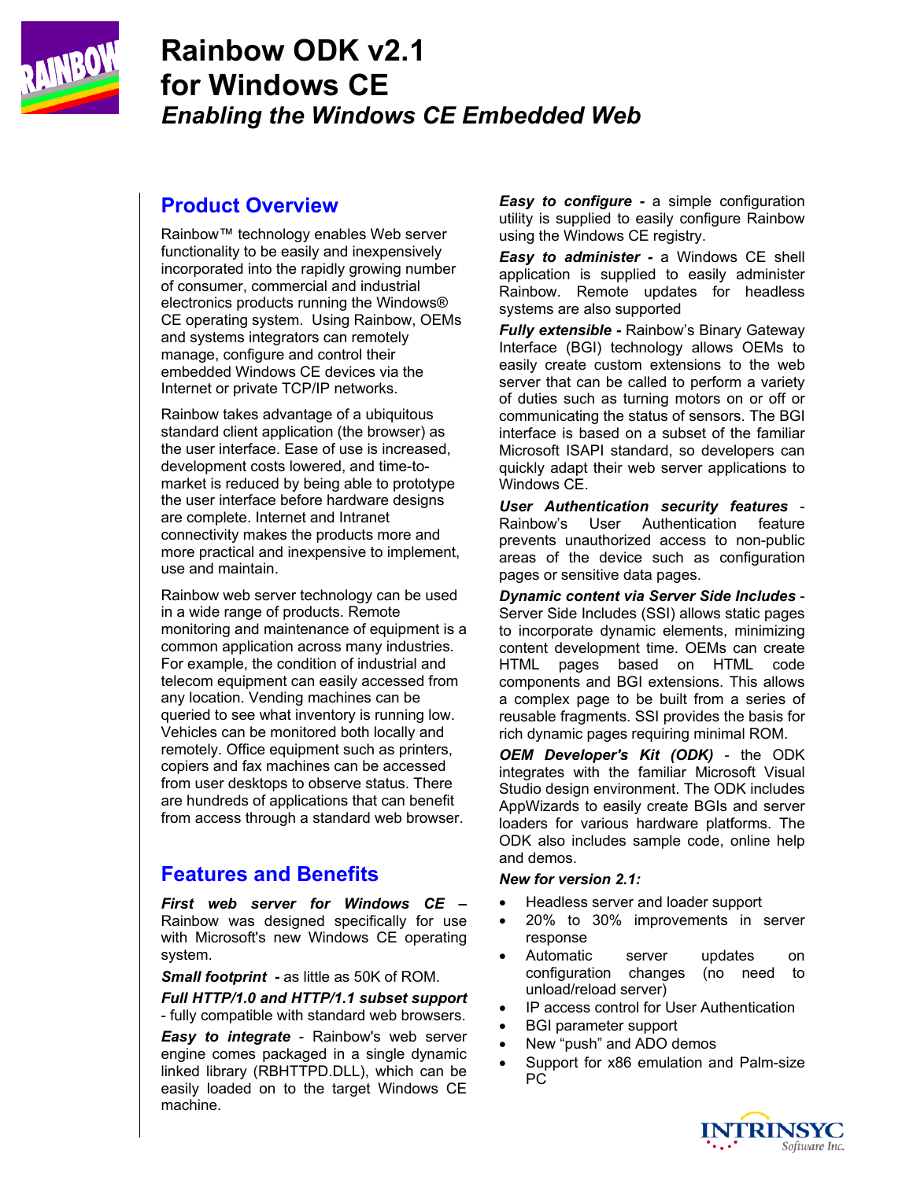# Rainbow ODK v2.1 for Windows CE

*Enabling the Windows CE Embedded Web*

## Product Overview

Rainbow™ technology enables Web server functionality to be easily and inexpensively incorporated into the rapidly growing number of consumer, commercial and industrial electronics products running the Windows® CE operating system. Using Rainbow, OEMs and systems integrators can remotely manage, configure and control their embedded Windows CE devices via the Internet or private TCP/IP networks.

Rainbow takes advantage of a ubiquitous standard client application (the browser) as the user interface. Ease of use is increased, development costs lowered, and time-to-market is reduced by being able to prototype the user interface before hardware designs are complete. Internet and Intranet connectivity makes the products more and more practical and inexpensive to implement, use and maintain.

Rainbow web server technology can be used in a wide range of products. Remote monitoring and maintenance of equipment is a common application across many industries. For example, the condition of industrial and telecom equipment can easily accessed from any location. Vending machines can be queried to see what inventory is running low. Vehicles can be monitored both locally and remotely. Office equipment such as printers, copiers and fax machines can be accessed from user desktops to observe status. There are hundreds of applications that can benefit from access through a standard web browser.

## Features and Benefits

***First web server for Windows CE –*** Rainbow was designed specifically for use with Microsoft's new Windows CE operating system.

***Small footprint -*** as little as 50K of ROM.

***Full HTTP/1.0 and HTTP/1.1 subset support*** - fully compatible with standard web browsers.

***Easy to integrate*** - Rainbow's web server engine comes packaged in a single dynamic linked library (RBHTTPD.DLL), which can be easily loaded on to the target Windows CE machine.

***Easy to configure -*** a simple configuration utility is supplied to easily configure Rainbow using the Windows CE registry.

***Easy to administer -*** a Windows CE shell application is supplied to easily administer Rainbow. Remote updates for headless systems are also supported

***Fully extensible -*** Rainbow's Binary Gateway Interface (BGI) technology allows OEMs to easily create custom extensions to the web server that can be called to perform a variety of duties such as turning motors on or off or communicating the status of sensors. The BGI interface is based on a subset of the familiar Microsoft ISAPI standard, so developers can quickly adapt their web server applications to Windows CE.

***User Authentication security features*** - Rainbow's User Authentication feature prevents unauthorized access to non-public areas of the device such as configuration pages or sensitive data pages.

***Dynamic content via Server Side Includes*** - Server Side Includes (SSI) allows static pages to incorporate dynamic elements, minimizing content development time. OEMs can create HTML pages based on HTML code components and BGI extensions. This allows a complex page to be built from a series of reusable fragments. SSI provides the basis for rich dynamic pages requiring minimal ROM.

***OEM Developer's Kit (ODK)*** - the ODK integrates with the familiar Microsoft Visual Studio design environment. The ODK includes AppWizards to easily create BGIs and server loaders for various hardware platforms. The ODK also includes sample code, online help and demos.

***New for version 2.1:***

- Headless server and loader support
- 20% to 30% improvements in server response
- Automatic server updates on configuration changes (no need to unload/reload server)
- IP access control for User Authentication
- BGI parameter support
- New "push" and ADO demos
- Support for x86 emulation and Palm-size PC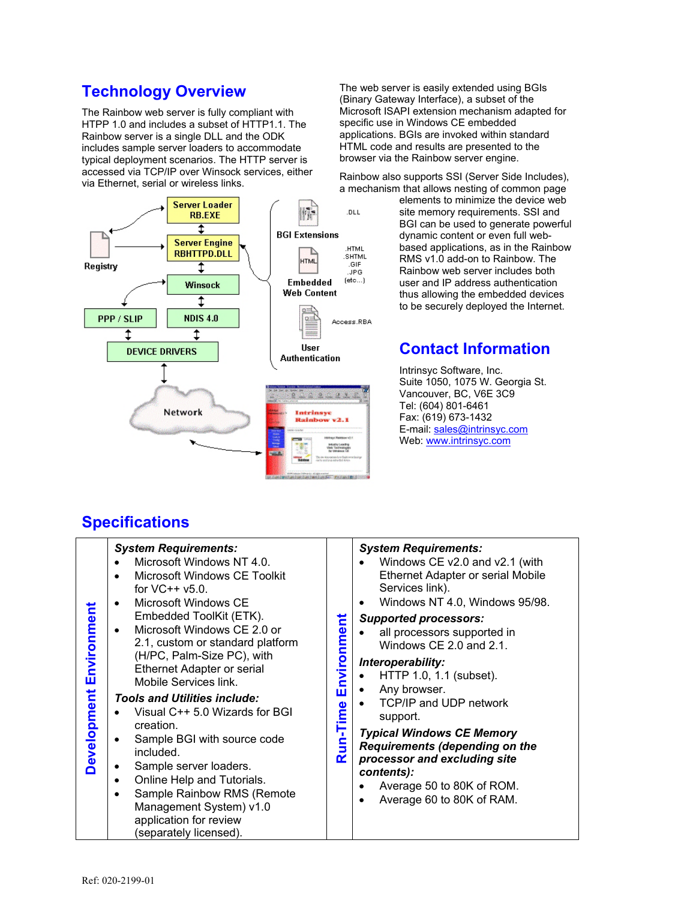## Technology Overview

The Rainbow web server is fully compliant with HTTP 1.0 and includes a subset of HTTP1.1. The Rainbow server is a single DLL and the ODK includes sample server loaders to accommodate typical deployment scenarios. The HTTP server is accessed via TCP/IP over Winsock services, either via Ethernet, serial or wireless links.

Server Loader RB.EXE

Server Engine RBHTTPD.DLL

Registry

Winsock

PPP / SLIP

NDIS 4.0

DEVICE DRIVERS

Network

BGI Extensions

.DLL

Embedded Web Content

.HTML
.SHTML
.GIF
.JPG
(etc...)

User Authentication

Access.RBA

The web server is easily extended using BGIs (Binary Gateway Interface), a subset of the Microsoft ISAPI extension mechanism adapted for specific use in Windows CE embedded applications. BGIs are invoked within standard HTML code and results are presented to the browser via the Rainbow server engine.

Rainbow also supports SSI (Server Side Includes), a mechanism that allows nesting of common page elements to minimize the device web site memory requirements. SSI and BGI can be used to generate powerful dynamic content or even full web-based applications, as in the Rainbow RMS v1.0 add-on to Rainbow. The Rainbow web server includes both user and IP address authentication thus allowing the embedded devices to be securely deployed the Internet.

## Contact Information

Intrinsyc Software, Inc.
Suite 1050, 1075 W. Georgia St.
Vancouver, BC, V6E 3C9
Tel: (604) 801-6461
Fax: (619) 673-1432
E-mail: sales@intrinsyc.com
Web: www.intrinsyc.com

## Specifications

### Development Environment

***System Requirements:***

- Microsoft Windows NT 4.0.
- Microsoft Windows CE Toolkit for VC++ v5.0.
- Microsoft Windows CE Embedded ToolKit (ETK).
- Microsoft Windows CE 2.0 or 2.1, custom or standard platform (H/PC, Palm-Size PC), with Ethernet Adapter or serial Mobile Services link.

***Tools and Utilities include:***

- Visual C++ 5.0 Wizards for BGI creation.
- Sample BGI with source code included.
- Sample server loaders.
- Online Help and Tutorials.
- Sample Rainbow RMS (Remote Management System) v1.0 application for review (separately licensed).

### Run-Time Environment

***System Requirements:***

- Windows CE v2.0 and v2.1 (with Ethernet Adapter or serial Mobile Services link).
- Windows NT 4.0, Windows 95/98.

***Supported processors:***

- all processors supported in Windows CE 2.0 and 2.1.

***Interoperability:***

- HTTP 1.0, 1.1 (subset).
- Any browser.
- TCP/IP and UDP network support.

***Typical Windows CE Memory Requirements (depending on the processor and excluding site contents):***

- Average 50 to 80K of ROM.
- Average 60 to 80K of RAM.

Ref: 020-2199-01